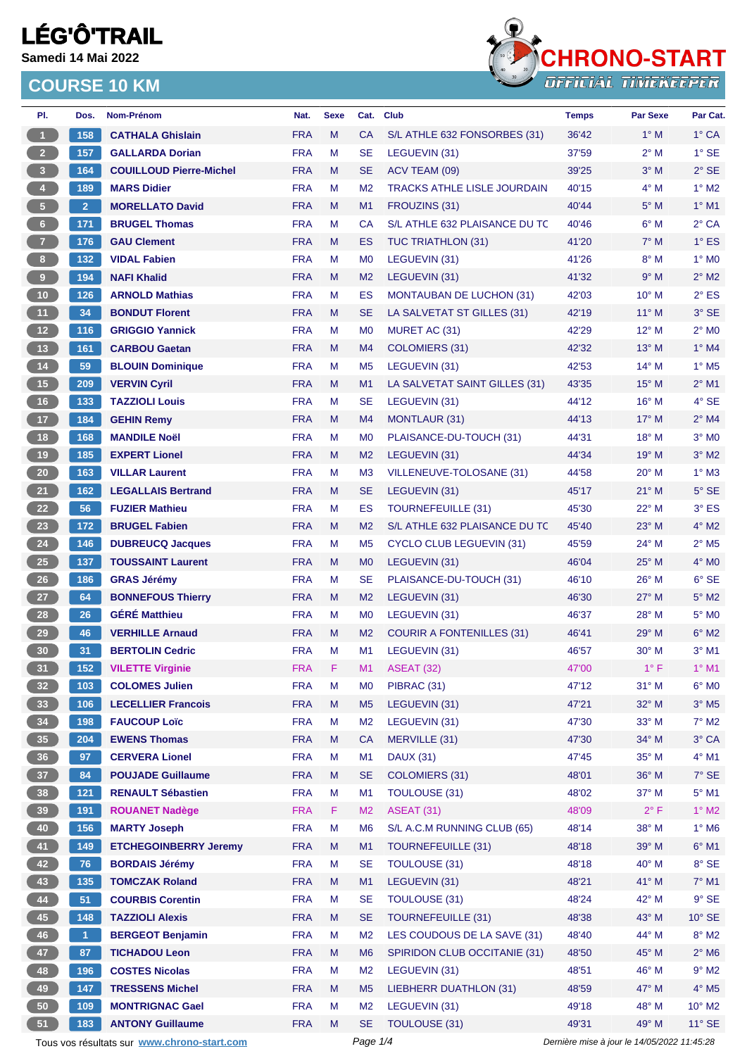# LÉG'Ô'TRAIL

**Samedi 14 Mai 2022**

## COURSE 10 KM

| Pl. | Dos. | Nom-Prénom | Nat. | Sexe | Cat. | Club | Temps | Par Sexe | Par Cat. |
|---|---|---|---|---|---|---|---|---|---|
| 1 | 158 | **CATHALA Ghislain** | FRA | M | CA | S/L ATHLE 632 FONSORBES (31) | 36'42 | 1° M | 1° CA |
| 2 | 157 | **GALLARDA Dorian** | FRA | M | SE | LEGUEVIN (31) | 37'59 | 2° M | 1° SE |
| 3 | 164 | **COUILLOUD Pierre-Michel** | FRA | M | SE | ACV TEAM (09) | 39'25 | 3° M | 2° SE |
| 4 | 189 | **MARS Didier** | FRA | M | M2 | TRACKS ATHLE LISLE JOURDAIN | 40'15 | 4° M | 1° M2 |
| 5 | 2 | **MORELLATO David** | FRA | M | M1 | FROUZINS (31) | 40'44 | 5° M | 1° M1 |
| 6 | 171 | **BRUGEL Thomas** | FRA | M | CA | S/L ATHLE 632 PLAISANCE DU TC | 40'46 | 6° M | 2° CA |
| 7 | 176 | **GAU Clement** | FRA | M | ES | TUC TRIATHLON (31) | 41'20 | 7° M | 1° ES |
| 8 | 132 | **VIDAL Fabien** | FRA | M | M0 | LEGUEVIN (31) | 41'26 | 8° M | 1° M0 |
| 9 | 194 | **NAFI Khalid** | FRA | M | M2 | LEGUEVIN (31) | 41'32 | 9° M | 2° M2 |
| 10 | 126 | **ARNOLD Mathias** | FRA | M | ES | MONTAUBAN DE LUCHON (31) | 42'03 | 10° M | 2° ES |
| 11 | 34 | **BONDUT Florent** | FRA | M | SE | LA SALVETAT ST GILLES (31) | 42'19 | 11° M | 3° SE |
| 12 | 116 | **GRIGGIO Yannick** | FRA | M | M0 | MURET AC (31) | 42'29 | 12° M | 2° M0 |
| 13 | 161 | **CARBOU Gaetan** | FRA | M | M4 | COLOMIERS (31) | 42'32 | 13° M | 1° M4 |
| 14 | 59 | **BLOUIN Dominique** | FRA | M | M5 | LEGUEVIN (31) | 42'53 | 14° M | 1° M5 |
| 15 | 209 | **VERVIN Cyril** | FRA | M | M1 | LA SALVETAT SAINT GILLES (31) | 43'35 | 15° M | 2° M1 |
| 16 | 133 | **TAZZIOLI Louis** | FRA | M | SE | LEGUEVIN (31) | 44'12 | 16° M | 4° SE |
| 17 | 184 | **GEHIN Remy** | FRA | M | M4 | MONTLAUR (31) | 44'13 | 17° M | 2° M4 |
| 18 | 168 | **MANDILE Noël** | FRA | M | M0 | PLAISANCE-DU-TOUCH (31) | 44'31 | 18° M | 3° M0 |
| 19 | 185 | **EXPERT Lionel** | FRA | M | M2 | LEGUEVIN (31) | 44'34 | 19° M | 3° M2 |
| 20 | 163 | **VILLAR Laurent** | FRA | M | M3 | VILLENEUVE-TOLOSANE (31) | 44'58 | 20° M | 1° M3 |
| 21 | 162 | **LEGALLAIS Bertrand** | FRA | M | SE | LEGUEVIN (31) | 45'17 | 21° M | 5° SE |
| 22 | 56 | **FUZIER Mathieu** | FRA | M | ES | TOURNEFEUILLE (31) | 45'30 | 22° M | 3° ES |
| 23 | 172 | **BRUGEL Fabien** | FRA | M | M2 | S/L ATHLE 632 PLAISANCE DU TC | 45'40 | 23° M | 4° M2 |
| 24 | 146 | **DUBREUCQ Jacques** | FRA | M | M5 | CYCLO CLUB LEGUEVIN (31) | 45'59 | 24° M | 2° M5 |
| 25 | 137 | **TOUSSAINT Laurent** | FRA | M | M0 | LEGUEVIN (31) | 46'04 | 25° M | 4° M0 |
| 26 | 186 | **GRAS Jérémy** | FRA | M | SE | PLAISANCE-DU-TOUCH (31) | 46'10 | 26° M | 6° SE |
| 27 | 64 | **BONNEFOUS Thierry** | FRA | M | M2 | LEGUEVIN (31) | 46'30 | 27° M | 5° M2 |
| 28 | 26 | **GÉRÉ Matthieu** | FRA | M | M0 | LEGUEVIN (31) | 46'37 | 28° M | 5° M0 |
| 29 | 46 | **VERHILLE Arnaud** | FRA | M | M2 | COURIR A FONTENILLES (31) | 46'41 | 29° M | 6° M2 |
| 30 | 31 | **BERTOLIN Cedric** | FRA | M | M1 | LEGUEVIN (31) | 46'57 | 30° M | 3° M1 |
| 31 | 152 | **VILETTE Virginie** | FRA | F | M1 | ASEAT (32) | 47'00 | 1° F | 1° M1 |
| 32 | 103 | **COLOMES Julien** | FRA | M | M0 | PIBRAC (31) | 47'12 | 31° M | 6° M0 |
| 33 | 106 | **LECELLIER Francois** | FRA | M | M5 | LEGUEVIN (31) | 47'21 | 32° M | 3° M5 |
| 34 | 198 | **FAUCOUP Loïc** | FRA | M | M2 | LEGUEVIN (31) | 47'30 | 33° M | 7° M2 |
| 35 | 204 | **EWENS Thomas** | FRA | M | CA | MERVILLE (31) | 47'30 | 34° M | 3° CA |
| 36 | 97 | **CERVERA Lionel** | FRA | M | M1 | DAUX (31) | 47'45 | 35° M | 4° M1 |
| 37 | 84 | **POUJADE Guillaume** | FRA | M | SE | COLOMIERS (31) | 48'01 | 36° M | 7° SE |
| 38 | 121 | **RENAULT Sébastien** | FRA | M | M1 | TOULOUSE (31) | 48'02 | 37° M | 5° M1 |
| 39 | 191 | **ROUANET Nadège** | FRA | F | M2 | ASEAT (31) | 48'09 | 2° F | 1° M2 |
| 40 | 156 | **MARTY Joseph** | FRA | M | M6 | S/L A.C.M RUNNING CLUB (65) | 48'14 | 38° M | 1° M6 |
| 41 | 149 | **ETCHEGOINBERRY Jeremy** | FRA | M | M1 | TOURNEFEUILLE (31) | 48'18 | 39° M | 6° M1 |
| 42 | 76 | **BORDAIS Jérémy** | FRA | M | SE | TOULOUSE (31) | 48'18 | 40° M | 8° SE |
| 43 | 135 | **TOMCZAK Roland** | FRA | M | M1 | LEGUEVIN (31) | 48'21 | 41° M | 7° M1 |
| 44 | 51 | **COURBIS Corentin** | FRA | M | SE | TOULOUSE (31) | 48'24 | 42° M | 9° SE |
| 45 | 148 | **TAZZIOLI Alexis** | FRA | M | SE | TOURNEFEUILLE (31) | 48'38 | 43° M | 10° SE |
| 46 | 1 | **BERGEOT Benjamin** | FRA | M | M2 | LES COUDOUS DE LA SAVE (31) | 48'40 | 44° M | 8° M2 |
| 47 | 87 | **TICHADOU Leon** | FRA | M | M6 | SPIRIDON CLUB OCCITANIE (31) | 48'50 | 45° M | 2° M6 |
| 48 | 196 | **COSTES Nicolas** | FRA | M | M2 | LEGUEVIN (31) | 48'51 | 46° M | 9° M2 |
| 49 | 147 | **TRESSENS Michel** | FRA | M | M5 | LIEBHERR DUATHLON (31) | 48'59 | 47° M | 4° M5 |
| 50 | 109 | **MONTRIGNAC Gael** | FRA | M | M2 | LEGUEVIN (31) | 49'18 | 48° M | 10° M2 |
| 51 | 183 | **ANTONY Guillaume** | FRA | M | SE | TOULOUSE (31) | 49'31 | 49° M | 11° SE |

Tous vos résultats sur www.chrono-start.com

*Dernière mise à jour le 14/05/2022 11:45:28*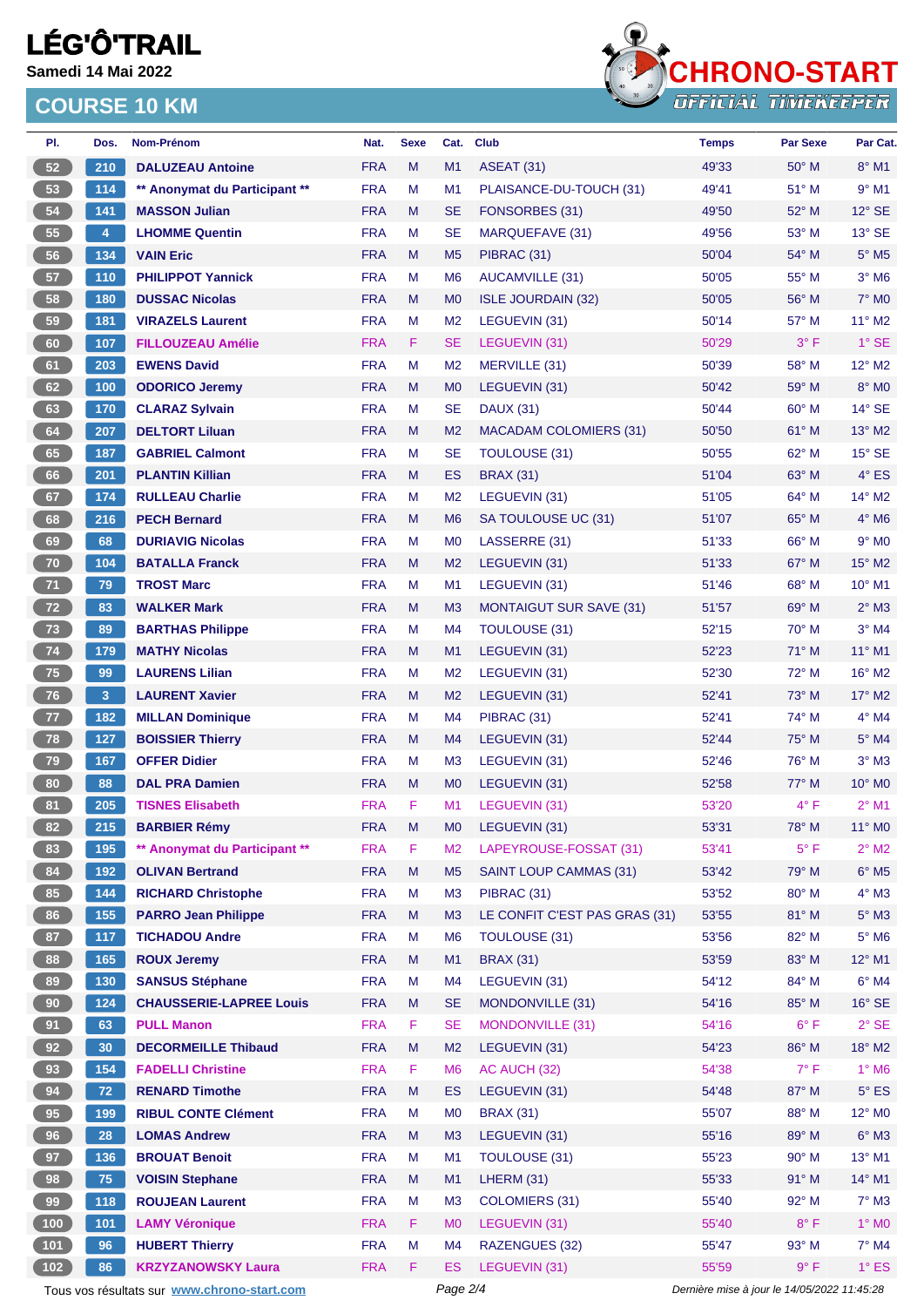# LÉG'Ô'TRAIL

**Samedi 14 Mai 2022**

## COURSE 10 KM

| Pl. | Dos. | Nom-Prénom | Nat. | Sexe | Cat. | Club | Temps | Par Sexe | Par Cat. |
|---|---|---|---|---|---|---|---|---|---|
| 52 | 210 | DALUZEAU Antoine | FRA | M | M1 | ASEAT (31) | 49'33 | 50° M | 8° M1 |
| 53 | 114 | ** Anonymat du Participant ** | FRA | M | M1 | PLAISANCE-DU-TOUCH (31) | 49'41 | 51° M | 9° M1 |
| 54 | 141 | MASSON Julian | FRA | M | SE | FONSORBES (31) | 49'50 | 52° M | 12° SE |
| 55 | 4 | LHOMME Quentin | FRA | M | SE | MARQUEFAVE (31) | 49'56 | 53° M | 13° SE |
| 56 | 134 | VAIN Eric | FRA | M | M5 | PIBRAC (31) | 50'04 | 54° M | 5° M5 |
| 57 | 110 | PHILIPPOT Yannick | FRA | M | M6 | AUCAMVILLE (31) | 50'05 | 55° M | 3° M6 |
| 58 | 180 | DUSSAC Nicolas | FRA | M | M0 | ISLE JOURDAIN (32) | 50'05 | 56° M | 7° M0 |
| 59 | 181 | VIRAZELS Laurent | FRA | M | M2 | LEGUEVIN (31) | 50'14 | 57° M | 11° M2 |
| 60 | 107 | FILLOUZEAU Amélie | FRA | F | SE | LEGUEVIN (31) | 50'29 | 3° F | 1° SE |
| 61 | 203 | EWENS David | FRA | M | M2 | MERVILLE (31) | 50'39 | 58° M | 12° M2 |
| 62 | 100 | ODORICO Jeremy | FRA | M | M0 | LEGUEVIN (31) | 50'42 | 59° M | 8° M0 |
| 63 | 170 | CLARAZ Sylvain | FRA | M | SE | DAUX (31) | 50'44 | 60° M | 14° SE |
| 64 | 207 | DELTORT Liluan | FRA | M | M2 | MACADAM COLOMIERS (31) | 50'50 | 61° M | 13° M2 |
| 65 | 187 | GABRIEL Calmont | FRA | M | SE | TOULOUSE (31) | 50'55 | 62° M | 15° SE |
| 66 | 201 | PLANTIN Killian | FRA | M | ES | BRAX (31) | 51'04 | 63° M | 4° ES |
| 67 | 174 | RULLEAU Charlie | FRA | M | M2 | LEGUEVIN (31) | 51'05 | 64° M | 14° M2 |
| 68 | 216 | PECH Bernard | FRA | M | M6 | SA TOULOUSE UC (31) | 51'07 | 65° M | 4° M6 |
| 69 | 68 | DURIAVIG Nicolas | FRA | M | M0 | LASSERRE (31) | 51'33 | 66° M | 9° M0 |
| 70 | 104 | BATALLA Franck | FRA | M | M2 | LEGUEVIN (31) | 51'33 | 67° M | 15° M2 |
| 71 | 79 | TROST Marc | FRA | M | M1 | LEGUEVIN (31) | 51'46 | 68° M | 10° M1 |
| 72 | 83 | WALKER Mark | FRA | M | M3 | MONTAIGUT SUR SAVE (31) | 51'57 | 69° M | 2° M3 |
| 73 | 89 | BARTHAS Philippe | FRA | M | M4 | TOULOUSE (31) | 52'15 | 70° M | 3° M4 |
| 74 | 179 | MATHY Nicolas | FRA | M | M1 | LEGUEVIN (31) | 52'23 | 71° M | 11° M1 |
| 75 | 99 | LAURENS Lilian | FRA | M | M2 | LEGUEVIN (31) | 52'30 | 72° M | 16° M2 |
| 76 | 3 | LAURENT Xavier | FRA | M | M2 | LEGUEVIN (31) | 52'41 | 73° M | 17° M2 |
| 77 | 182 | MILLAN Dominique | FRA | M | M4 | PIBRAC (31) | 52'41 | 74° M | 4° M4 |
| 78 | 127 | BOISSIER Thierry | FRA | M | M4 | LEGUEVIN (31) | 52'44 | 75° M | 5° M4 |
| 79 | 167 | OFFER Didier | FRA | M | M3 | LEGUEVIN (31) | 52'46 | 76° M | 3° M3 |
| 80 | 88 | DAL PRA Damien | FRA | M | M0 | LEGUEVIN (31) | 52'58 | 77° M | 10° M0 |
| 81 | 205 | TISNES Elisabeth | FRA | F | M1 | LEGUEVIN (31) | 53'20 | 4° F | 2° M1 |
| 82 | 215 | BARBIER Rémy | FRA | M | M0 | LEGUEVIN (31) | 53'31 | 78° M | 11° M0 |
| 83 | 195 | ** Anonymat du Participant ** | FRA | F | M2 | LAPEYROUSE-FOSSAT (31) | 53'41 | 5° F | 2° M2 |
| 84 | 192 | OLIVAN Bertrand | FRA | M | M5 | SAINT LOUP CAMMAS (31) | 53'42 | 79° M | 6° M5 |
| 85 | 144 | RICHARD Christophe | FRA | M | M3 | PIBRAC (31) | 53'52 | 80° M | 4° M3 |
| 86 | 155 | PARRO Jean Philippe | FRA | M | M3 | LE CONFIT C'EST PAS GRAS (31) | 53'55 | 81° M | 5° M3 |
| 87 | 117 | TICHADOU Andre | FRA | M | M6 | TOULOUSE (31) | 53'56 | 82° M | 5° M6 |
| 88 | 165 | ROUX Jeremy | FRA | M | M1 | BRAX (31) | 53'59 | 83° M | 12° M1 |
| 89 | 130 | SANSUS Stéphane | FRA | M | M4 | LEGUEVIN (31) | 54'12 | 84° M | 6° M4 |
| 90 | 124 | CHAUSSERIE-LAPREE Louis | FRA | M | SE | MONDONVILLE (31) | 54'16 | 85° M | 16° SE |
| 91 | 63 | PULL Manon | FRA | F | SE | MONDONVILLE (31) | 54'16 | 6° F | 2° SE |
| 92 | 30 | DECORMEILLE Thibaud | FRA | M | M2 | LEGUEVIN (31) | 54'23 | 86° M | 18° M2 |
| 93 | 154 | FADELLI Christine | FRA | F | M6 | AC AUCH (32) | 54'38 | 7° F | 1° M6 |
| 94 | 72 | RENARD Timothe | FRA | M | ES | LEGUEVIN (31) | 54'48 | 87° M | 5° ES |
| 95 | 199 | RIBUL CONTE Clément | FRA | M | M0 | BRAX (31) | 55'07 | 88° M | 12° M0 |
| 96 | 28 | LOMAS Andrew | FRA | M | M3 | LEGUEVIN (31) | 55'16 | 89° M | 6° M3 |
| 97 | 136 | BROUAT Benoit | FRA | M | M1 | TOULOUSE (31) | 55'23 | 90° M | 13° M1 |
| 98 | 75 | VOISIN Stephane | FRA | M | M1 | LHERM (31) | 55'33 | 91° M | 14° M1 |
| 99 | 118 | ROUJEAN Laurent | FRA | M | M3 | COLOMIERS (31) | 55'40 | 92° M | 7° M3 |
| 100 | 101 | LAMY Véronique | FRA | F | M0 | LEGUEVIN (31) | 55'40 | 8° F | 1° M0 |
| 101 | 96 | HUBERT Thierry | FRA | M | M4 | RAZENGUES (32) | 55'47 | 93° M | 7° M4 |
| 102 | 86 | KRZYZANOWSKY Laura | FRA | F | ES | LEGUEVIN (31) | 55'59 | 9° F | 1° ES |

Tous vos résultats sur www.chrono-start.com

Dernière mise à jour le 14/05/2022 11:45:28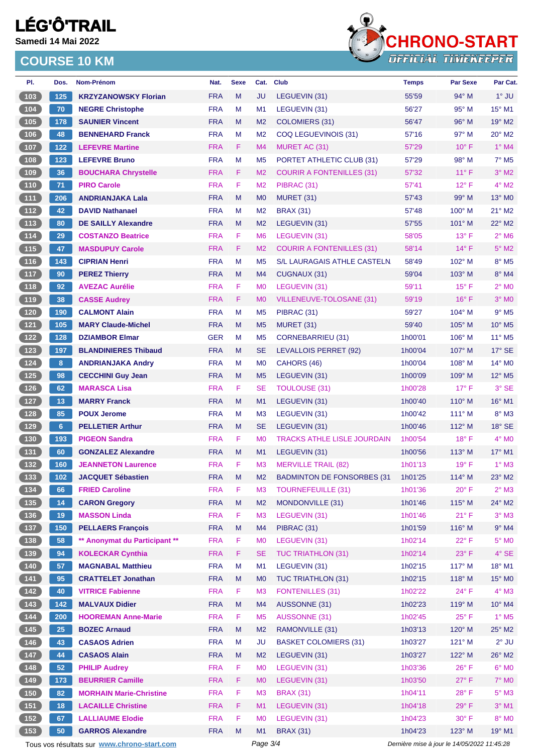# LÉG'Ô'TRAIL

**Samedi 14 Mai 2022**

## COURSE 10 KM

| Pl. | Dos. | Nom-Prénom | Nat. | Sexe | Cat. | Club | Temps | Par Sexe | Par Cat. |
|---|---|---|---|---|---|---|---|---|---|
| 103 | 125 | KRZYZANOWSKY Florian | FRA | M | JU | LEGUEVIN (31) | 55'59 | 94° M | 1° JU |
| 104 | 70 | NEGRE Christophe | FRA | M | M1 | LEGUEVIN (31) | 56'27 | 95° M | 15° M1 |
| 105 | 178 | SAUNIER Vincent | FRA | M | M2 | COLOMIERS (31) | 56'47 | 96° M | 19° M2 |
| 106 | 48 | BENNEHARD Franck | FRA | M | M2 | COQ LEGUEVINOIS (31) | 57'16 | 97° M | 20° M2 |
| 107 | 122 | LEFEVRE Martine | FRA | F | M4 | MURET AC (31) | 57'29 | 10° F | 1° M4 |
| 108 | 123 | LEFEVRE Bruno | FRA | M | M5 | PORTET ATHLETIC CLUB (31) | 57'29 | 98° M | 7° M5 |
| 109 | 36 | BOUCHARA Chrystelle | FRA | F | M2 | COURIR A FONTENILLES (31) | 57'32 | 11° F | 3° M2 |
| 110 | 71 | PIRO Carole | FRA | F | M2 | PIBRAC (31) | 57'41 | 12° F | 4° M2 |
| 111 | 206 | ANDRIANJAKA Lala | FRA | M | M0 | MURET (31) | 57'43 | 99° M | 13° M0 |
| 112 | 42 | DAVID Nathanael | FRA | M | M2 | BRAX (31) | 57'48 | 100° M | 21° M2 |
| 113 | 80 | DE SAILLY Alexandre | FRA | M | M2 | LEGUEVIN (31) | 57'55 | 101° M | 22° M2 |
| 114 | 29 | COSTANZO Beatrice | FRA | F | M6 | LEGUEVIN (31) | 58'05 | 13° F | 2° M6 |
| 115 | 47 | MASDUPUY Carole | FRA | F | M2 | COURIR A FONTENILLES (31) | 58'14 | 14° F | 5° M2 |
| 116 | 143 | CIPRIAN Henri | FRA | M | M5 | S/L LAURAGAIS ATHLE CASTELN. | 58'49 | 102° M | 8° M5 |
| 117 | 90 | PEREZ Thierry | FRA | M | M4 | CUGNAUX (31) | 59'04 | 103° M | 8° M4 |
| 118 | 92 | AVEZAC Aurélie | FRA | F | M0 | LEGUEVIN (31) | 59'11 | 15° F | 2° M0 |
| 119 | 38 | CASSE Audrey | FRA | F | M0 | VILLENEUVE-TOLOSANE (31) | 59'19 | 16° F | 3° M0 |
| 120 | 190 | CALMONT Alain | FRA | M | M5 | PIBRAC (31) | 59'27 | 104° M | 9° M5 |
| 121 | 105 | MARY Claude-Michel | FRA | M | M5 | MURET (31) | 59'40 | 105° M | 10° M5 |
| 122 | 128 | DZIAMBOR Elmar | GER | M | M5 | CORNEBARRIEU (31) | 1h00'01 | 106° M | 11° M5 |
| 123 | 197 | BLANDINIERES Thibaud | FRA | M | SE | LEVALLOIS PERRET (92) | 1h00'04 | 107° M | 17° SE |
| 124 | 8 | ANDRIANJAKA Andry | FRA | M | M0 | CAHORS (46) | 1h00'04 | 108° M | 14° M0 |
| 125 | 98 | CECCHINI Guy Jean | FRA | M | M5 | LEGUEVIN (31) | 1h00'09 | 109° M | 12° M5 |
| 126 | 62 | MARASCA Lisa | FRA | F | SE | TOULOUSE (31) | 1h00'28 | 17° F | 3° SE |
| 127 | 13 | MARRY Franck | FRA | M | M1 | LEGUEVIN (31) | 1h00'40 | 110° M | 16° M1 |
| 128 | 85 | POUX Jerome | FRA | M | M3 | LEGUEVIN (31) | 1h00'42 | 111° M | 8° M3 |
| 129 | 6 | PELLETIER Arthur | FRA | M | SE | LEGUEVIN (31) | 1h00'46 | 112° M | 18° SE |
| 130 | 193 | PIGEON Sandra | FRA | F | M0 | TRACKS ATHLE LISLE JOURDAIN | 1h00'54 | 18° F | 4° M0 |
| 131 | 60 | GONZALEZ Alexandre | FRA | M | M1 | LEGUEVIN (31) | 1h00'56 | 113° M | 17° M1 |
| 132 | 160 | JEANNETON Laurence | FRA | F | M3 | MERVILLE TRAIL (82) | 1h01'13 | 19° F | 1° M3 |
| 133 | 102 | JACQUET Sébastien | FRA | M | M2 | BADMINTON DE FONSORBES (31 | 1h01'25 | 114° M | 23° M2 |
| 134 | 66 | FRIED Caroline | FRA | F | M3 | TOURNEFEUILLE (31) | 1h01'36 | 20° F | 2° M3 |
| 135 | 14 | CARON Gregory | FRA | M | M2 | MONDONVILLE (31) | 1h01'46 | 115° M | 24° M2 |
| 136 | 19 | MASSON Linda | FRA | F | M3 | LEGUEVIN (31) | 1h01'46 | 21° F | 3° M3 |
| 137 | 150 | PELLAERS François | FRA | M | M4 | PIBRAC (31) | 1h01'59 | 116° M | 9° M4 |
| 138 | 58 | ** Anonymat du Participant ** | FRA | F | M0 | LEGUEVIN (31) | 1h02'14 | 22° F | 5° M0 |
| 139 | 94 | KOLECKAR Cynthia | FRA | F | SE | TUC TRIATHLON (31) | 1h02'14 | 23° F | 4° SE |
| 140 | 57 | MAGNABAL Matthieu | FRA | M | M1 | LEGUEVIN (31) | 1h02'15 | 117° M | 18° M1 |
| 141 | 95 | CRATTELET Jonathan | FRA | M | M0 | TUC TRIATHLON (31) | 1h02'15 | 118° M | 15° M0 |
| 142 | 40 | VITRICE Fabienne | FRA | F | M3 | FONTENILLES (31) | 1h02'22 | 24° F | 4° M3 |
| 143 | 142 | MALVAUX Didier | FRA | M | M4 | AUSSONNE (31) | 1h02'23 | 119° M | 10° M4 |
| 144 | 200 | HOOREMAN Anne-Marie | FRA | F | M5 | AUSSONNE (31) | 1h02'45 | 25° F | 1° M5 |
| 145 | 25 | BOZEC Arnaud | FRA | M | M2 | RAMONVILLE (31) | 1h03'13 | 120° M | 25° M2 |
| 146 | 43 | CASAOS Adrien | FRA | M | JU | BASKET COLOMIERS (31) | 1h03'27 | 121° M | 2° JU |
| 147 | 44 | CASAOS Alain | FRA | M | M2 | LEGUEVIN (31) | 1h03'27 | 122° M | 26° M2 |
| 148 | 52 | PHILIP Audrey | FRA | F | M0 | LEGUEVIN (31) | 1h03'36 | 26° F | 6° M0 |
| 149 | 173 | BEURRIER Camille | FRA | F | M0 | LEGUEVIN (31) | 1h03'50 | 27° F | 7° M0 |
| 150 | 82 | MORHAIN Marie-Christine | FRA | F | M3 | BRAX (31) | 1h04'11 | 28° F | 5° M3 |
| 151 | 18 | LACAILLE Christine | FRA | F | M1 | LEGUEVIN (31) | 1h04'18 | 29° F | 3° M1 |
| 152 | 67 | LALLIAUME Elodie | FRA | F | M0 | LEGUEVIN (31) | 1h04'23 | 30° F | 8° M0 |
| 153 | 50 | GARROS Alexandre | FRA | M | M1 | BRAX (31) | 1h04'23 | 123° M | 19° M1 |

Tous vos résultats sur www.chrono-start.com — Dernière mise à jour le 14/05/2022 11:45:28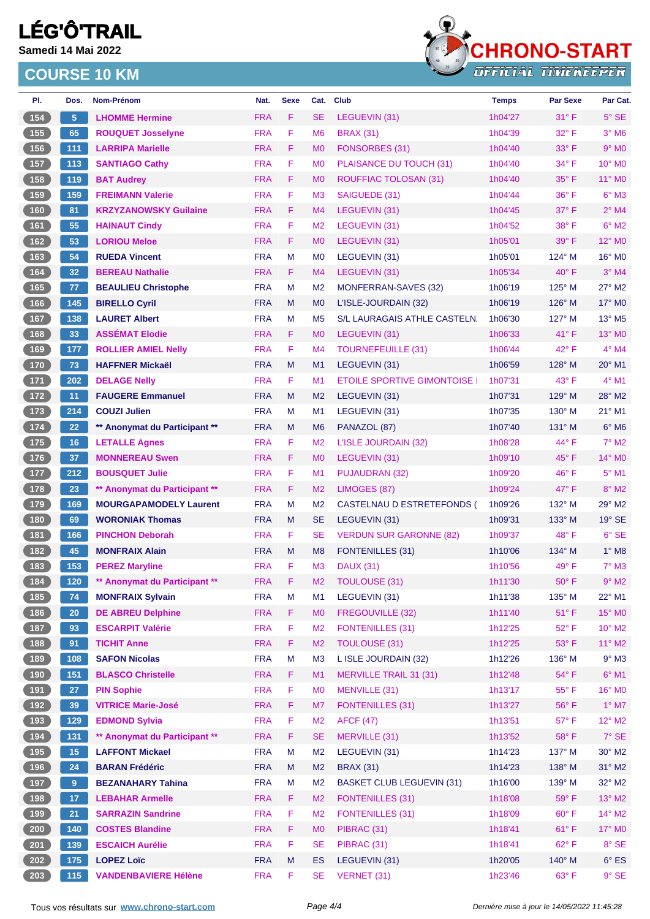# LÉG'Ô'TRAIL

**Samedi 14 Mai 2022**

## COURSE 10 KM

CHRONO-START
OFFICIAL TIMEKEEPER

| Pl. | Dos. | Nom-Prénom | Nat. | Sexe | Cat. | Club | Temps | Par Sexe | Par Cat. |
|---|---|---|---|---|---|---|---|---|---|
| 154 | 5 | LHOMME Hermine | FRA | F | SE | LEGUEVIN (31) | 1h04'27 | 31° F | 5° SE |
| 155 | 65 | ROUQUET Josselyne | FRA | F | M6 | BRAX (31) | 1h04'39 | 32° F | 3° M6 |
| 156 | 111 | LARRIPA Marielle | FRA | F | M0 | FONSORBES (31) | 1h04'40 | 33° F | 9° M0 |
| 157 | 113 | SANTIAGO Cathy | FRA | F | M0 | PLAISANCE DU TOUCH (31) | 1h04'40 | 34° F | 10° M0 |
| 158 | 119 | BAT Audrey | FRA | F | M0 | ROUFFIAC TOLOSAN (31) | 1h04'40 | 35° F | 11° M0 |
| 159 | 159 | FREIMANN Valerie | FRA | F | M3 | SAIGUEDE (31) | 1h04'44 | 36° F | 6° M3 |
| 160 | 81 | KRZYZANOWSKY Guilaine | FRA | F | M4 | LEGUEVIN (31) | 1h04'45 | 37° F | 2° M4 |
| 161 | 55 | HAINAUT Cindy | FRA | F | M2 | LEGUEVIN (31) | 1h04'52 | 38° F | 6° M2 |
| 162 | 53 | LORIOU Meloe | FRA | F | M0 | LEGUEVIN (31) | 1h05'01 | 39° F | 12° M0 |
| 163 | 54 | RUEDA Vincent | FRA | M | M0 | LEGUEVIN (31) | 1h05'01 | 124° M | 16° M0 |
| 164 | 32 | BEREAU Nathalie | FRA | F | M4 | LEGUEVIN (31) | 1h05'34 | 40° F | 3° M4 |
| 165 | 77 | BEAULIEU Christophe | FRA | M | M2 | MONFERRAN-SAVES (32) | 1h06'19 | 125° M | 27° M2 |
| 166 | 145 | BIRELLO Cyril | FRA | M | M0 | L'ISLE-JOURDAIN (32) | 1h06'19 | 126° M | 17° M0 |
| 167 | 138 | LAURET Albert | FRA | M | M5 | S/L LAURAGAIS ATHLE CASTELN. | 1h06'30 | 127° M | 13° M5 |
| 168 | 33 | ASSÉMAT Elodie | FRA | F | M0 | LEGUEVIN (31) | 1h06'33 | 41° F | 13° M0 |
| 169 | 177 | ROLLIER AMIEL Nelly | FRA | F | M4 | TOURNEFEUILLE (31) | 1h06'44 | 42° F | 4° M4 |
| 170 | 73 | HAFFNER Mickaël | FRA | M | M1 | LEGUEVIN (31) | 1h06'59 | 128° M | 20° M1 |
| 171 | 202 | DELAGE Nelly | FRA | F | M1 | ETOILE SPORTIVE GIMONTOISE I | 1h07'31 | 43° F | 4° M1 |
| 172 | 11 | FAUGERE Emmanuel | FRA | M | M2 | LEGUEVIN (31) | 1h07'31 | 129° M | 28° M2 |
| 173 | 214 | COUZI Julien | FRA | M | M1 | LEGUEVIN (31) | 1h07'35 | 130° M | 21° M1 |
| 174 | 22 | ** Anonymat du Participant ** | FRA | M | M6 | PANAZOL (87) | 1h07'40 | 131° M | 6° M6 |
| 175 | 16 | LETALLE Agnes | FRA | F | M2 | L'ISLE JOURDAIN (32) | 1h08'28 | 44° F | 7° M2 |
| 176 | 37 | MONNEREAU Swen | FRA | F | M0 | LEGUEVIN (31) | 1h09'10 | 45° F | 14° M0 |
| 177 | 212 | BOUSQUET Julie | FRA | F | M1 | PUJAUDRAN (32) | 1h09'20 | 46° F | 5° M1 |
| 178 | 23 | ** Anonymat du Participant ** | FRA | F | M2 | LIMOGES (87) | 1h09'24 | 47° F | 8° M2 |
| 179 | 169 | MOURGAPAMODELY Laurent | FRA | M | M2 | CASTELNAU D ESTRETEFONDS ( | 1h09'26 | 132° M | 29° M2 |
| 180 | 69 | WORONIAK Thomas | FRA | M | SE | LEGUEVIN (31) | 1h09'31 | 133° M | 19° SE |
| 181 | 166 | PINCHON Deborah | FRA | F | SE | VERDUN SUR GARONNE (82) | 1h09'37 | 48° F | 6° SE |
| 182 | 45 | MONFRAIX Alain | FRA | M | M8 | FONTENILLES (31) | 1h10'06 | 134° M | 1° M8 |
| 183 | 153 | PEREZ Maryline | FRA | F | M3 | DAUX (31) | 1h10'56 | 49° F | 7° M3 |
| 184 | 120 | ** Anonymat du Participant ** | FRA | F | M2 | TOULOUSE (31) | 1h11'30 | 50° F | 9° M2 |
| 185 | 74 | MONFRAIX Sylvain | FRA | M | M1 | LEGUEVIN (31) | 1h11'38 | 135° M | 22° M1 |
| 186 | 20 | DE ABREU Delphine | FRA | F | M0 | FREGOUVILLE (32) | 1h11'40 | 51° F | 15° M0 |
| 187 | 93 | ESCARPIT Valérie | FRA | F | M2 | FONTENILLES (31) | 1h12'25 | 52° F | 10° M2 |
| 188 | 91 | TICHIT Anne | FRA | F | M2 | TOULOUSE (31) | 1h12'25 | 53° F | 11° M2 |
| 189 | 108 | SAFON Nicolas | FRA | M | M3 | L ISLE JOURDAIN (32) | 1h12'26 | 136° M | 9° M3 |
| 190 | 151 | BLASCO Christelle | FRA | F | M1 | MERVILLE TRAIL 31 (31) | 1h12'48 | 54° F | 6° M1 |
| 191 | 27 | PIN Sophie | FRA | F | M0 | MENVILLE (31) | 1h13'17 | 55° F | 16° M0 |
| 192 | 39 | VITRICE Marie-José | FRA | F | M7 | FONTENILLES (31) | 1h13'27 | 56° F | 1° M7 |
| 193 | 129 | EDMOND Sylvia | FRA | F | M2 | AFCF (47) | 1h13'51 | 57° F | 12° M2 |
| 194 | 131 | ** Anonymat du Participant ** | FRA | F | SE | MERVILLE (31) | 1h13'52 | 58° F | 7° SE |
| 195 | 15 | LAFFONT Mickael | FRA | M | M2 | LEGUEVIN (31) | 1h14'23 | 137° M | 30° M2 |
| 196 | 24 | BARAN Frédéric | FRA | M | M2 | BRAX (31) | 1h14'23 | 138° M | 31° M2 |
| 197 | 9 | BEZANAHARY Tahina | FRA | M | M2 | BASKET CLUB LEGUEVIN (31) | 1h16'00 | 139° M | 32° M2 |
| 198 | 17 | LEBAHAR Armelle | FRA | F | M2 | FONTENILLES (31) | 1h18'08 | 59° F | 13° M2 |
| 199 | 21 | SARRAZIN Sandrine | FRA | F | M2 | FONTENILLES (31) | 1h18'09 | 60° F | 14° M2 |
| 200 | 140 | COSTES Blandine | FRA | F | M0 | PIBRAC (31) | 1h18'41 | 61° F | 17° M0 |
| 201 | 139 | ESCAICH Aurélie | FRA | F | SE | PIBRAC (31) | 1h18'41 | 62° F | 8° SE |
| 202 | 175 | LOPEZ Loïc | FRA | M | ES | LEGUEVIN (31) | 1h20'05 | 140° M | 6° ES |
| 203 | 115 | VANDENBAVIERE Hélène | FRA | F | SE | VERNET (31) | 1h23'46 | 63° F | 9° SE |

Tous vos résultats sur www.chrono-start.com

*Dernière mise à jour le 14/05/2022 11:45:28*